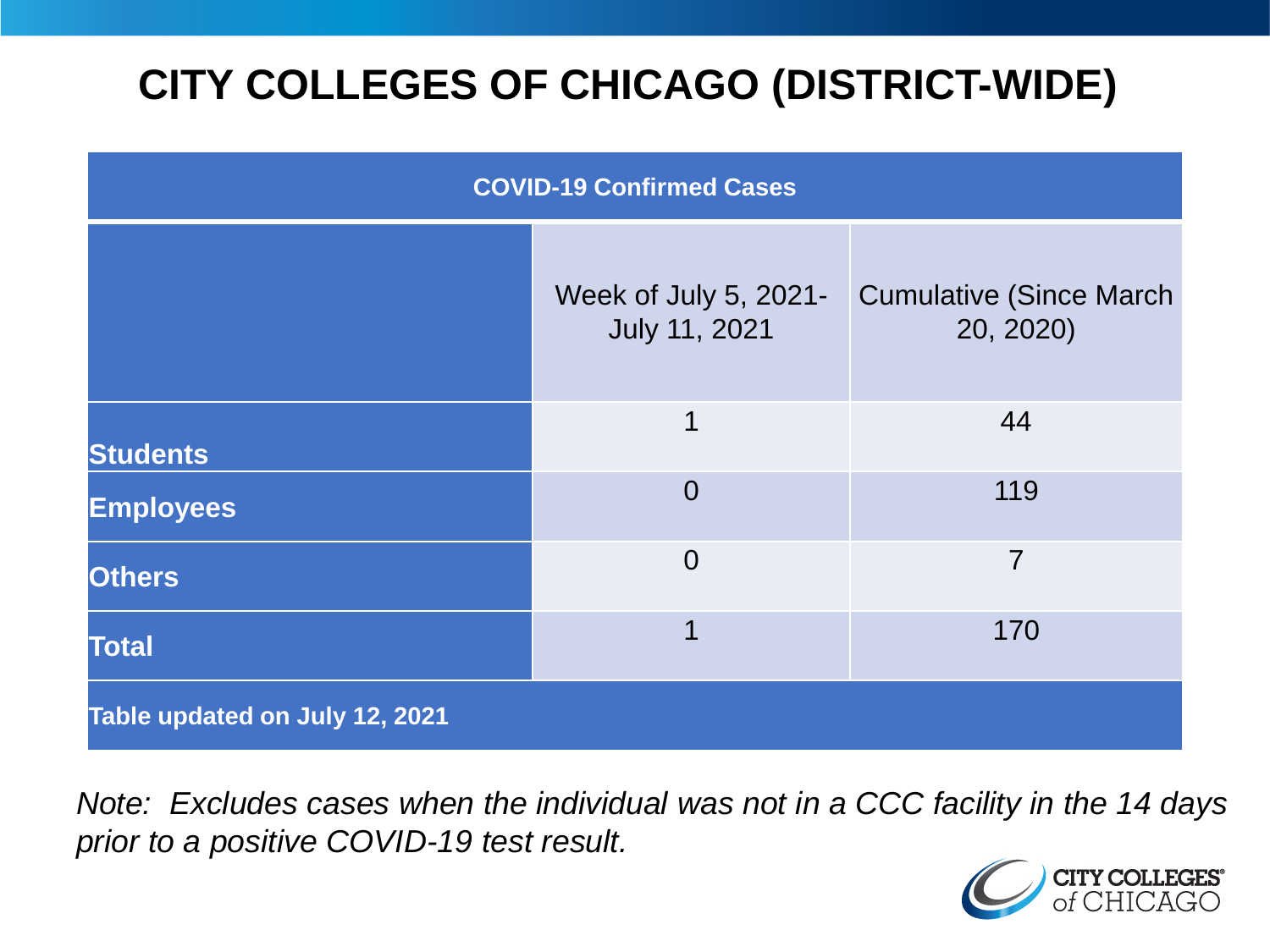# CITY COLLEGES OF CHICAGO (DISTRICT-WIDE)

| COVID-19 Confirmed Cases | | |
|---|---|---|
| | Week of July 5, 2021- July 11, 2021 | Cumulative (Since March 20, 2020) |
| **Students** | 1 | 44 |
| **Employees** | 0 | 119 |
| **Others** | 0 | 7 |
| **Total** | 1 | 170 |
| **Table updated on July 12, 2021** | | |

*Note: Excludes cases when the individual was not in a CCC facility in the 14 days prior to a positive COVID-19 test result.*

CITY COLLEGES of CHICAGO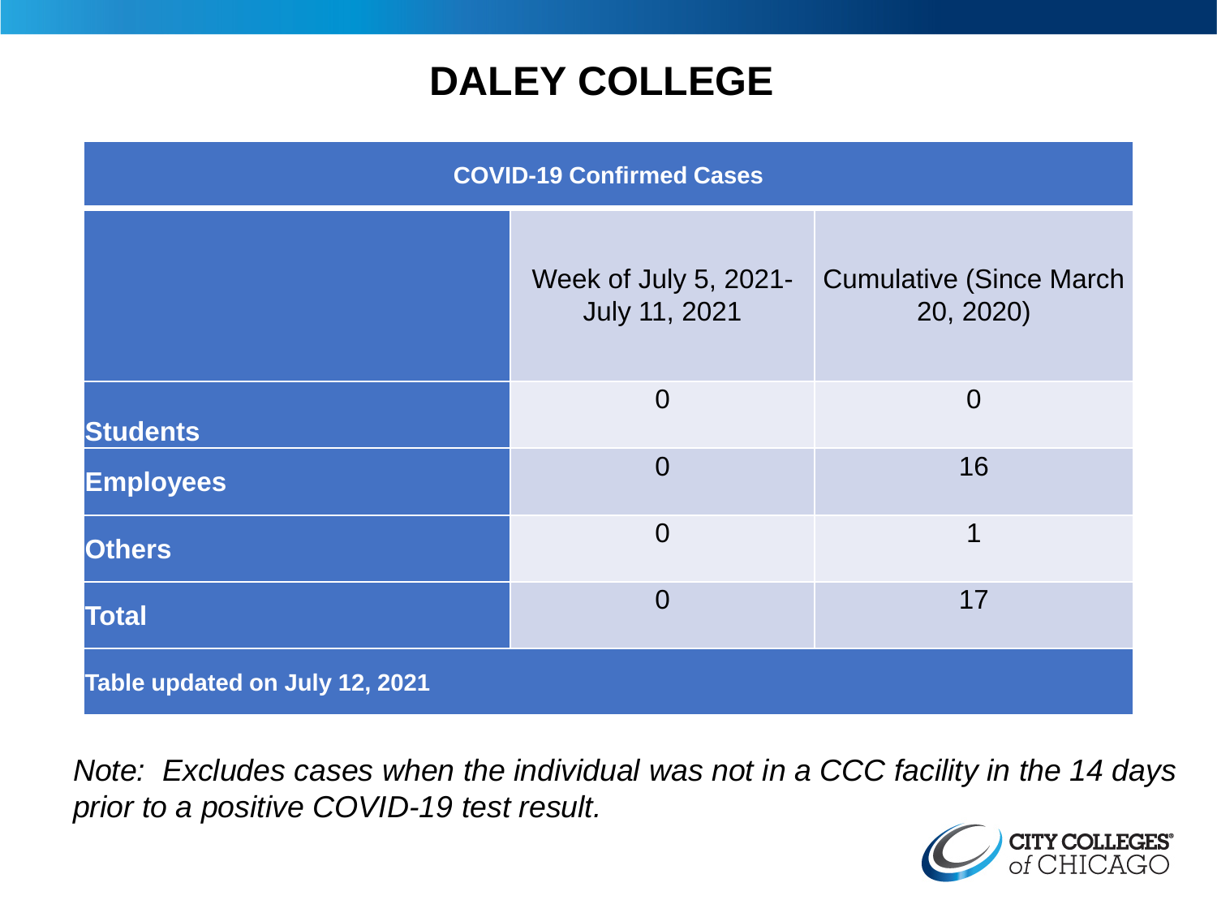# DALEY COLLEGE

| COVID-19 Confirmed Cases | | |
|---|---|---|
| | Week of July 5, 2021- July 11, 2021 | Cumulative (Since March 20, 2020) |
| **Students** | 0 | 0 |
| **Employees** | 0 | 16 |
| **Others** | 0 | 1 |
| **Total** | 0 | 17 |
| **Table updated on July 12, 2021** | | |

*Note: Excludes cases when the individual was not in a CCC facility in the 14 days prior to a positive COVID-19 test result.*

CITY COLLEGES of CHICAGO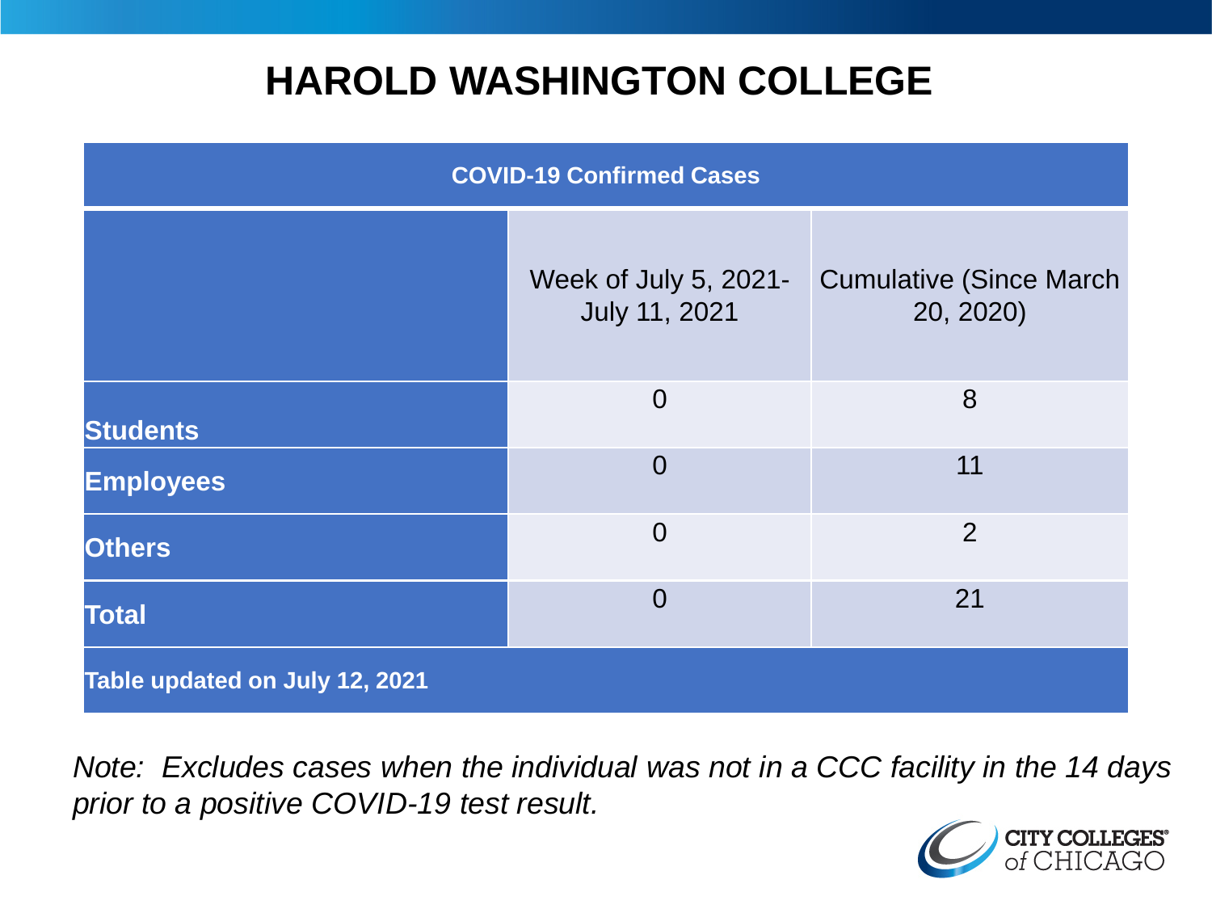# HAROLD WASHINGTON COLLEGE

| COVID-19 Confirmed Cases | | |
|---|---|---|
| | Week of July 5, 2021-July 11, 2021 | Cumulative (Since March 20, 2020) |
| **Students** | 0 | 8 |
| **Employees** | 0 | 11 |
| **Others** | 0 | 2 |
| **Total** | 0 | 21 |
| **Table updated on July 12, 2021** | | |

*Note: Excludes cases when the individual was not in a CCC facility in the 14 days prior to a positive COVID-19 test result.*

CITY COLLEGES of CHICAGO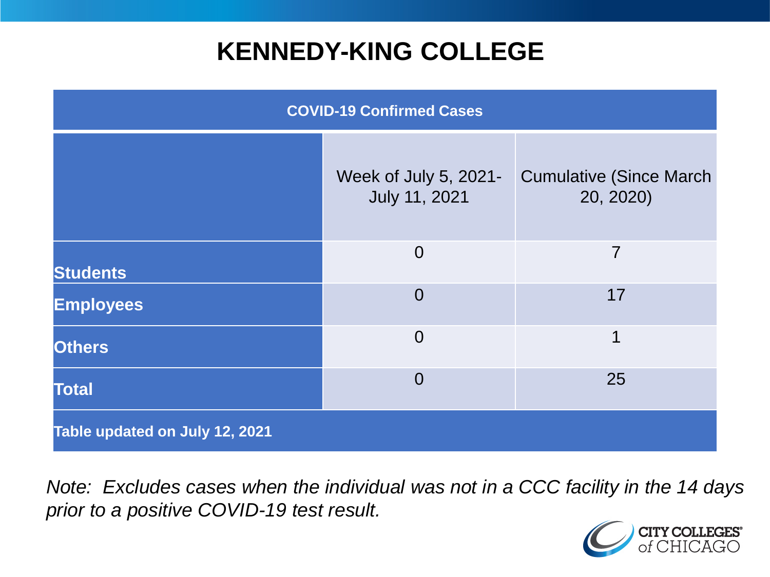# KENNEDY-KING COLLEGE

| COVID-19 Confirmed Cases | | |
|---|---|---|
| | Week of July 5, 2021- July 11, 2021 | Cumulative (Since March 20, 2020) |
| **Students** | 0 | 7 |
| **Employees** | 0 | 17 |
| **Others** | 0 | 1 |
| **Total** | 0 | 25 |
| **Table updated on July 12, 2021** | | |

*Note: Excludes cases when the individual was not in a CCC facility in the 14 days prior to a positive COVID-19 test result.*

CITY COLLEGES of CHICAGO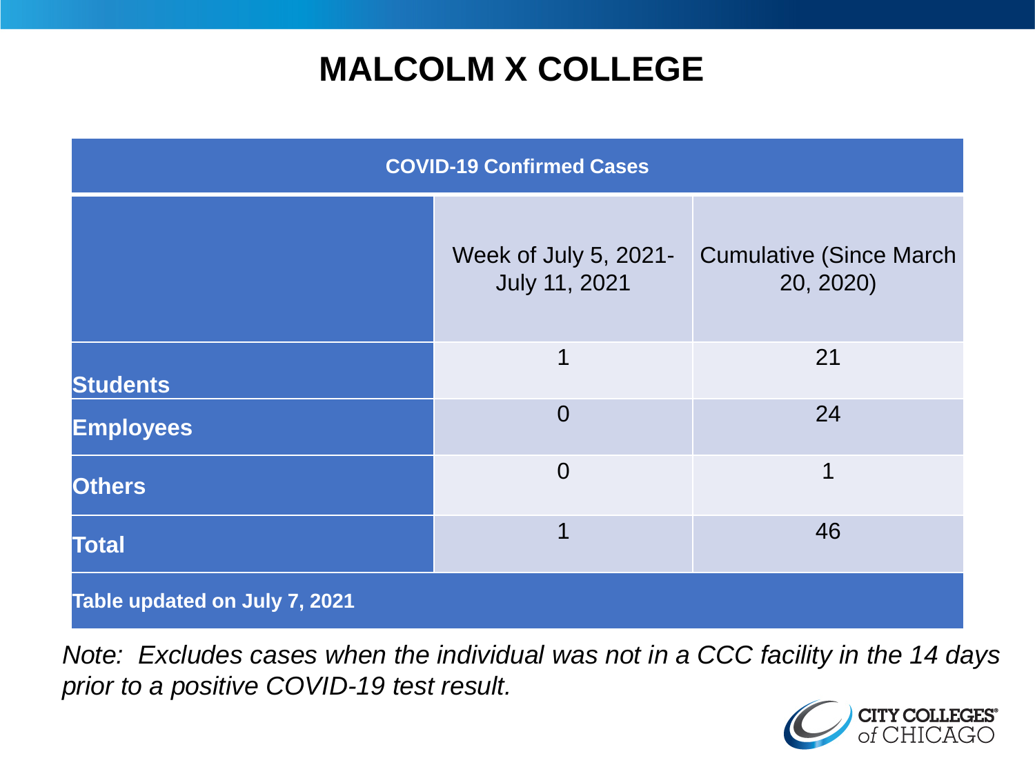# MALCOLM X COLLEGE

| COVID-19 Confirmed Cases | | |
|---|---|---|
| | Week of July 5, 2021- July 11, 2021 | Cumulative (Since March 20, 2020) |
| **Students** | 1 | 21 |
| **Employees** | 0 | 24 |
| **Others** | 0 | 1 |
| **Total** | 1 | 46 |
| **Table updated on July 7, 2021** | | |

*Note: Excludes cases when the individual was not in a CCC facility in the 14 days prior to a positive COVID-19 test result.*

CITY COLLEGES of CHICAGO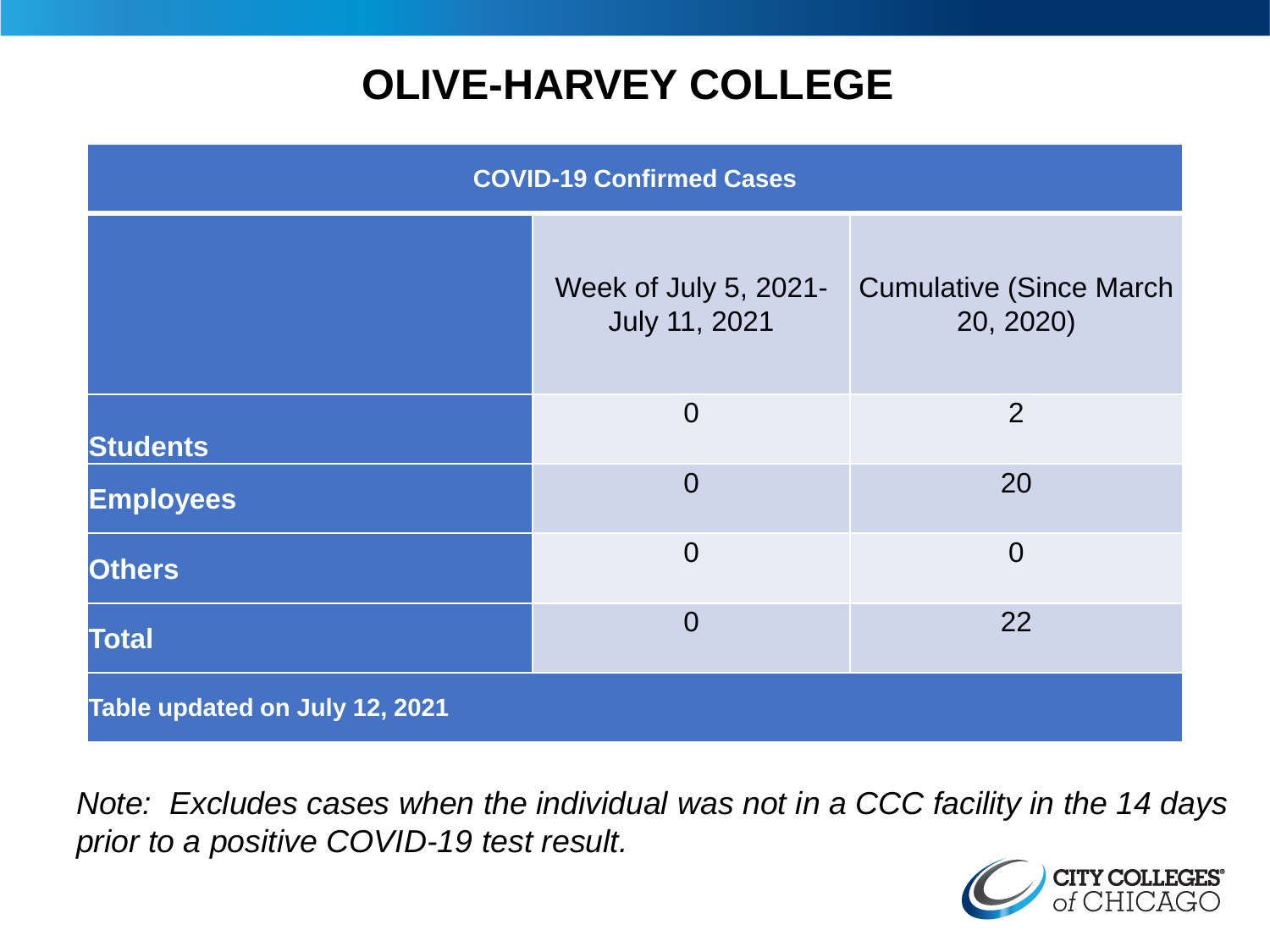# OLIVE-HARVEY COLLEGE

| COVID-19 Confirmed Cases | | |
|---|---|---|
| | Week of July 5, 2021- July 11, 2021 | Cumulative (Since March 20, 2020) |
| **Students** | 0 | 2 |
| **Employees** | 0 | 20 |
| **Others** | 0 | 0 |
| **Total** | 0 | 22 |
| **Table updated on July 12, 2021** | | |

*Note: Excludes cases when the individual was not in a CCC facility in the 14 days prior to a positive COVID-19 test result.*

CITY COLLEGES of CHICAGO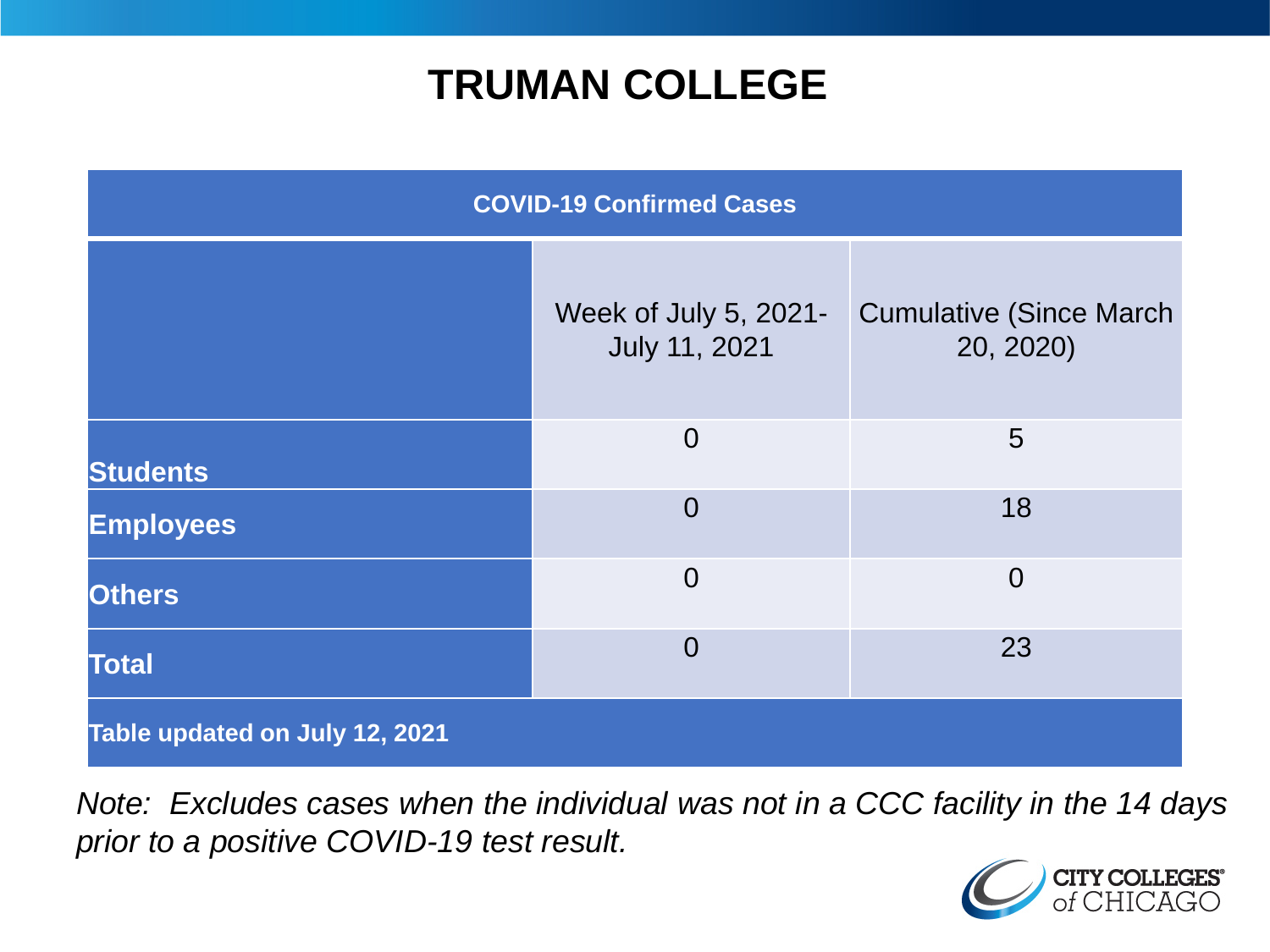# TRUMAN COLLEGE

| COVID-19 Confirmed Cases | | |
|---|---|---|
| | Week of July 5, 2021- July 11, 2021 | Cumulative (Since March 20, 2020) |
| **Students** | 0 | 5 |
| **Employees** | 0 | 18 |
| **Others** | 0 | 0 |
| **Total** | 0 | 23 |
| **Table updated on July 12, 2021** | | |

*Note: Excludes cases when the individual was not in a CCC facility in the 14 days prior to a positive COVID-19 test result.*

CITY COLLEGES of CHICAGO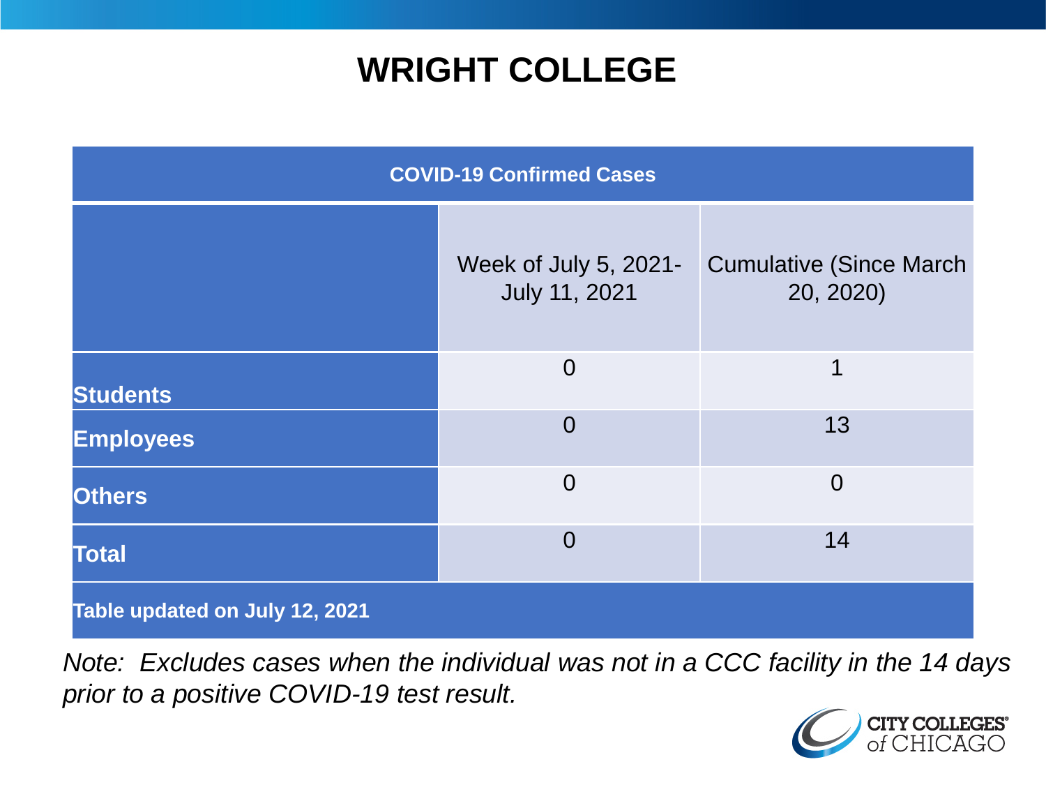# WRIGHT COLLEGE

| COVID-19 Confirmed Cases | | |
|---|---|---|
| | Week of July 5, 2021- July 11, 2021 | Cumulative (Since March 20, 2020) |
| **Students** | 0 | 1 |
| **Employees** | 0 | 13 |
| **Others** | 0 | 0 |
| **Total** | 0 | 14 |
| **Table updated on July 12, 2021** | | |

*Note: Excludes cases when the individual was not in a CCC facility in the 14 days prior to a positive COVID-19 test result.*

CITY COLLEGES of CHICAGO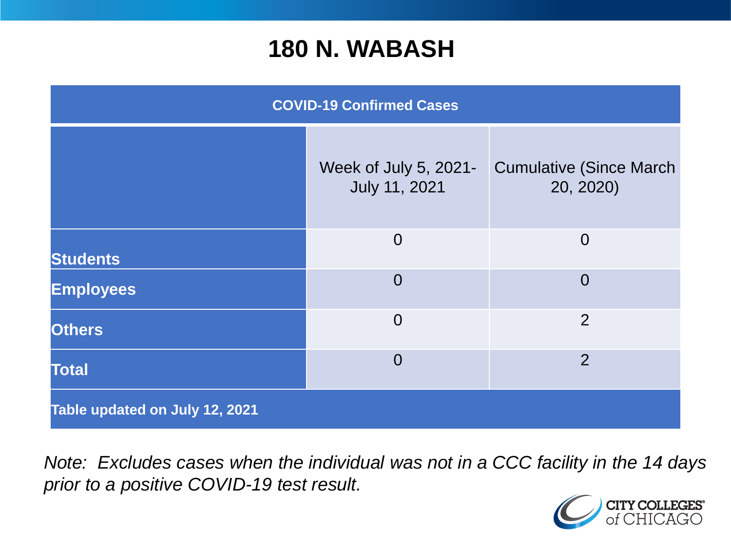# 180 N. WABASH

| COVID-19 Confirmed Cases | | |
|---|---|---|
| | Week of July 5, 2021-July 11, 2021 | Cumulative (Since March 20, 2020) |
| **Students** | 0 | 0 |
| **Employees** | 0 | 0 |
| **Others** | 0 | 2 |
| **Total** | 0 | 2 |
| **Table updated on July 12, 2021** | | |

*Note: Excludes cases when the individual was not in a CCC facility in the 14 days prior to a positive COVID-19 test result.*

CITY COLLEGES of CHICAGO